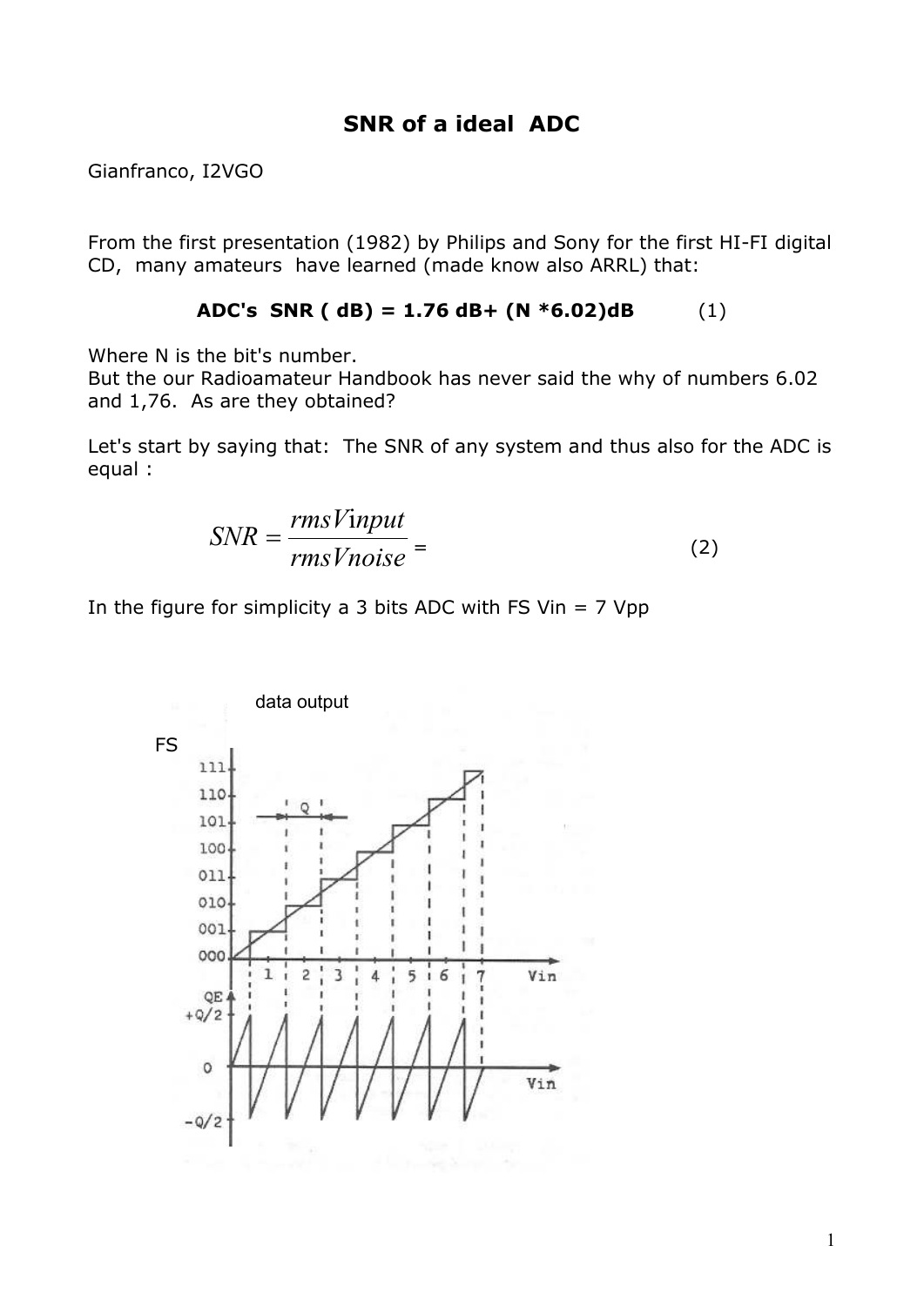# SNR of a ideal ADC

Gianfranco, I2VGO

From the first presentation (1982) by Philips and Sony for the first HI-FI digital CD, many amateurs have learned (made know also ARRL) that:

**ADC's SNR ( dB) = 1.76 dB+ (N *6.02)dB** (1)

Where N is the bit's number.
But the our Radioamateur Handbook has never said the why of numbers 6.02 and 1,76. As are they obtained?

Let's start by saying that: The SNR of any system and thus also for the ADC is equal :

$$SNR = \frac{rmsVinput}{rmsVnoise} = \qquad (2)$$

In the figure for simplicity a 3 bits ADC with FS Vin = 7 Vpp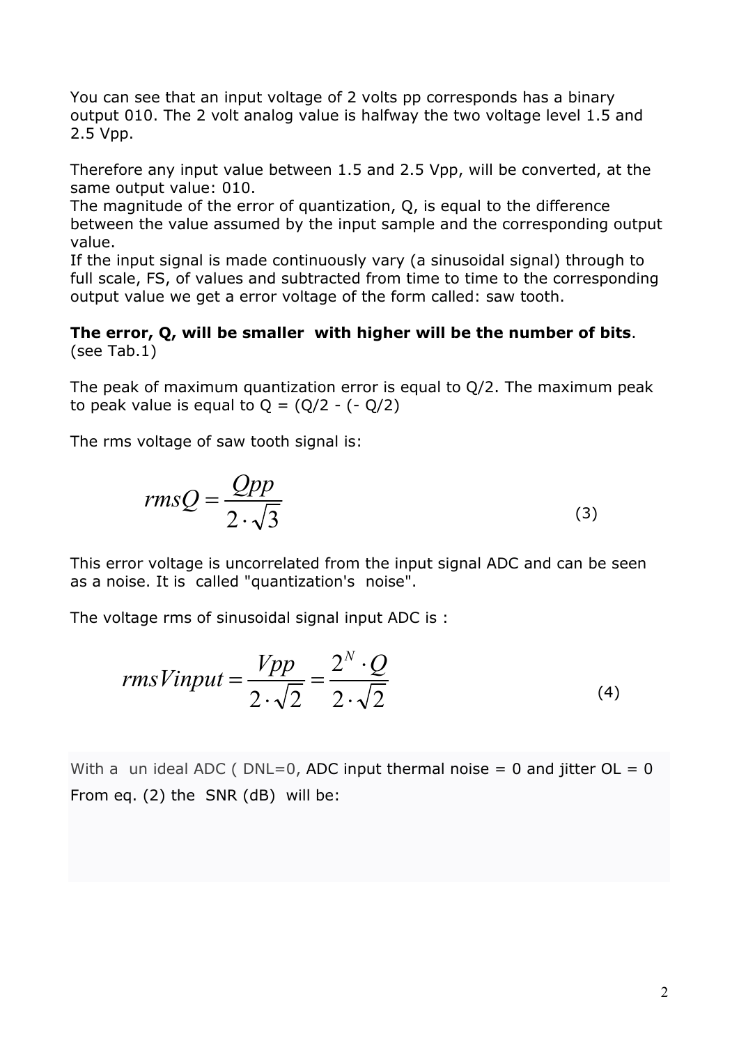You can see that an input voltage of 2 volts pp corresponds has a binary output 010. The 2 volt analog value is halfway the two voltage level 1.5 and 2.5 Vpp.

Therefore any input value between 1.5 and 2.5 Vpp, will be converted, at the same output value: 010.

The magnitude of the error of quantization, Q, is equal to the difference between the value assumed by the input sample and the corresponding output value.

If the input signal is made continuously vary (a sinusoidal signal) through to full scale, FS, of values and subtracted from time to time to the corresponding output value we get a error voltage of the form called: saw tooth.

**The error, Q, will be smaller with higher will be the number of bits**. (see Tab.1)

The peak of maximum quantization error is equal to Q/2. The maximum peak to peak value is equal to Q = (Q/2 - (- Q/2)

The rms voltage of saw tooth signal is:

$$rmsQ = \frac{Qpp}{2 \cdot \sqrt{3}} \tag{3}$$

This error voltage is uncorrelated from the input signal ADC and can be seen as a noise. It is called "quantization's noise".

The voltage rms of sinusoidal signal input ADC is :

$$rmsVinput = \frac{Vpp}{2 \cdot \sqrt{2}} = \frac{2^N \cdot Q}{2 \cdot \sqrt{2}} \tag{4}$$

With a un ideal ADC ( DNL=0, ADC input thermal noise = 0 and jitter OL = 0

From eq. (2) the SNR (dB) will be: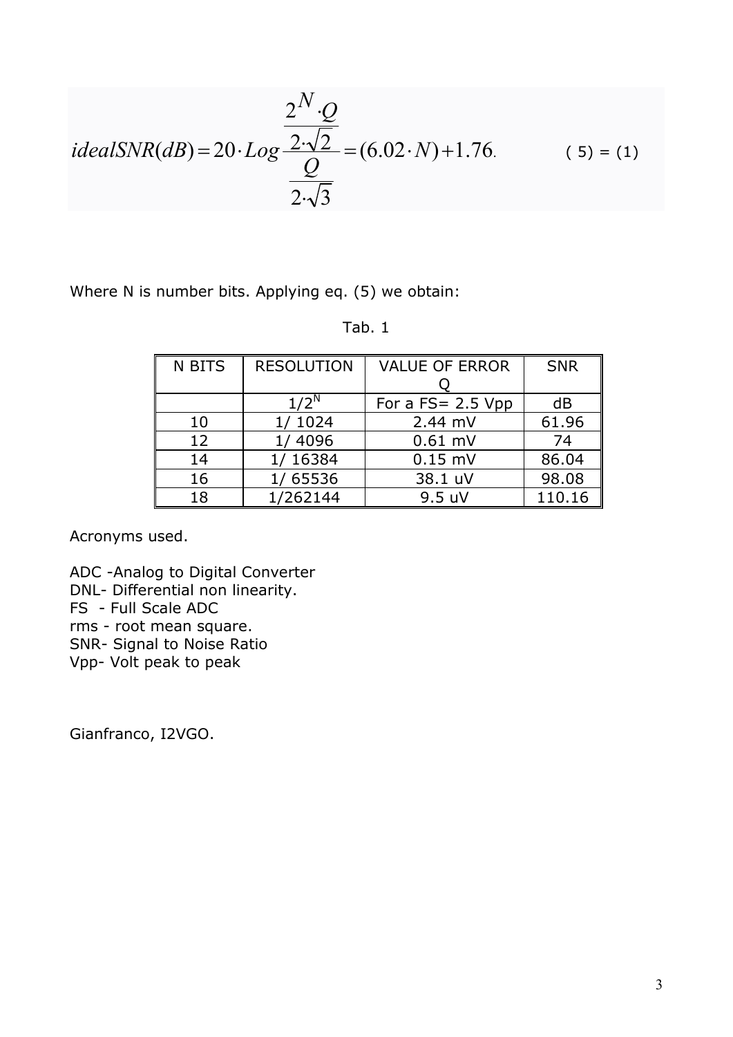$$idealSNR(dB) = 20 \cdot Log \frac{\frac{2^N \cdot Q}{2 \cdot \sqrt{2}}}{\frac{Q}{2 \cdot \sqrt{3}}} = (6.02 \cdot N) + 1.76. \qquad (5) = (1)$$

Where N is number bits. Applying eq. (5) we obtain:

Tab. 1

| N BITS | RESOLUTION | VALUE OF ERROR Q | SNR |
|---|---|---|---|
| | $1/2^N$ | For a FS= 2.5 Vpp | dB |
| 10 | 1/ 1024 | 2.44 mV | 61.96 |
| 12 | 1/ 4096 | 0.61 mV | 74 |
| 14 | 1/ 16384 | 0.15 mV | 86.04 |
| 16 | 1/ 65536 | 38.1 uV | 98.08 |
| 18 | 1/262144 | 9.5 uV | 110.16 |

Acronyms used.

ADC -Analog to Digital Converter
DNL- Differential non linearity.
FS - Full Scale ADC
rms - root mean square.
SNR- Signal to Noise Ratio
Vpp- Volt peak to peak

Gianfranco, I2VGO.